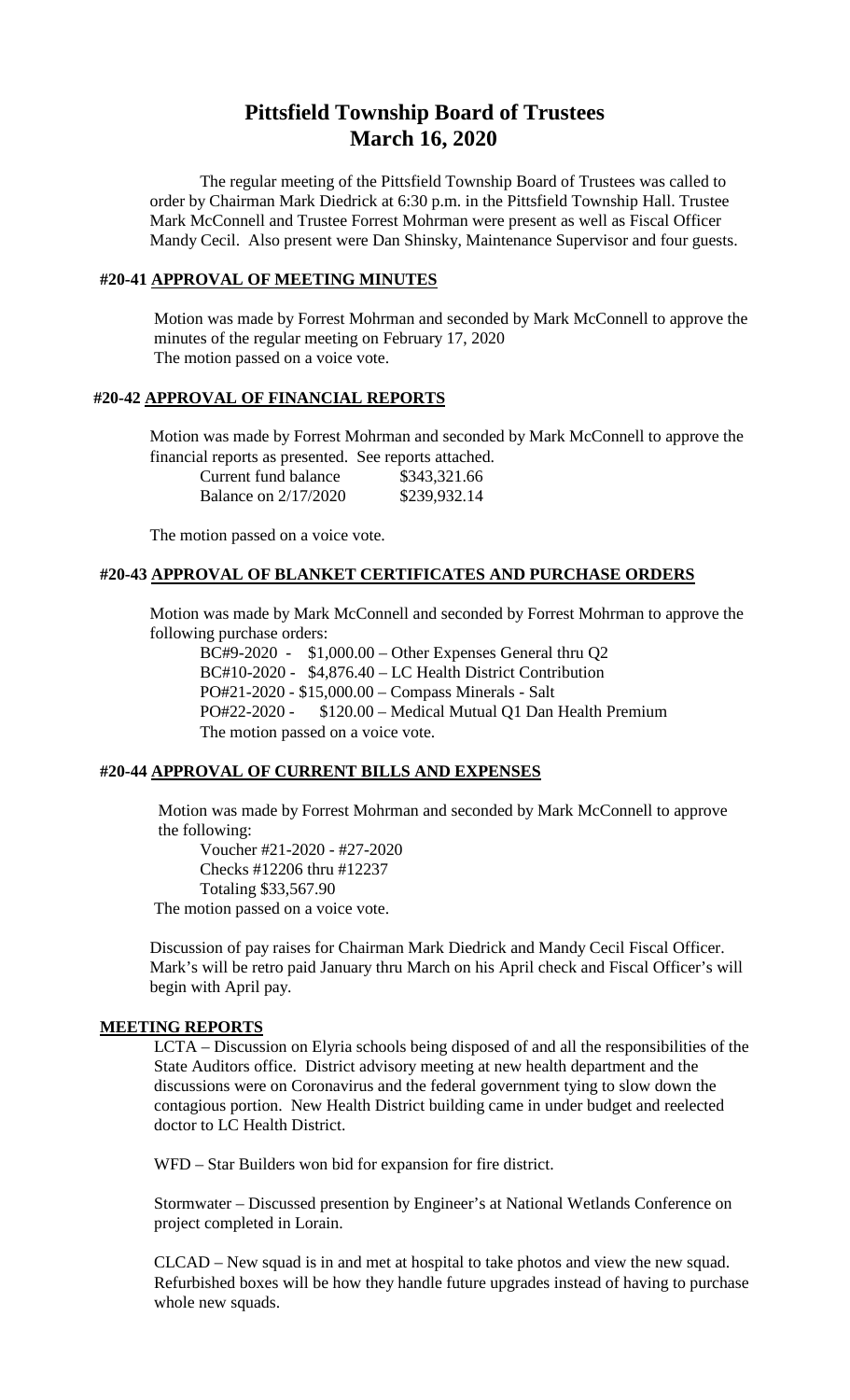# Pittsfield Township Board of Trustees
# March 16, 2020

The regular meeting of the Pittsfield Township Board of Trustees was called to order by Chairman Mark Diedrick at 6:30 p.m. in the Pittsfield Township Hall. Trustee Mark McConnell and Trustee Forrest Mohrman were present as well as Fiscal Officer Mandy Cecil. Also present were Dan Shinsky, Maintenance Supervisor and four guests.

## #20-41 APPROVAL OF MEETING MINUTES

Motion was made by Forrest Mohrman and seconded by Mark McConnell to approve the minutes of the regular meeting on February 17, 2020
The motion passed on a voice vote.

## #20-42 APPROVAL OF FINANCIAL REPORTS

Motion was made by Forrest Mohrman and seconded by Mark McConnell to approve the financial reports as presented. See reports attached.

| | |
|---|---|
| Current fund balance | $343,321.66 |
| Balance on 2/17/2020 | $239,932.14 |

The motion passed on a voice vote.

## #20-43 APPROVAL OF BLANKET CERTIFICATES AND PURCHASE ORDERS

Motion was made by Mark McConnell and seconded by Forrest Mohrman to approve the following purchase orders:

BC#9-2020 - $1,000.00 – Other Expenses General thru Q2
BC#10-2020 - $4,876.40 – LC Health District Contribution
PO#21-2020 - $15,000.00 – Compass Minerals - Salt
PO#22-2020 - $120.00 – Medical Mutual Q1 Dan Health Premium
The motion passed on a voice vote.

## #20-44 APPROVAL OF CURRENT BILLS AND EXPENSES

Motion was made by Forrest Mohrman and seconded by Mark McConnell to approve the following:

Voucher #21-2020 - #27-2020
Checks #12206 thru #12237
Totaling $33,567.90

The motion passed on a voice vote.

Discussion of pay raises for Chairman Mark Diedrick and Mandy Cecil Fiscal Officer. Mark's will be retro paid January thru March on his April check and Fiscal Officer's will begin with April pay.

## MEETING REPORTS

LCTA – Discussion on Elyria schools being disposed of and all the responsibilities of the State Auditors office. District advisory meeting at new health department and the discussions were on Coronavirus and the federal government tying to slow down the contagious portion. New Health District building came in under budget and reelected doctor to LC Health District.

WFD – Star Builders won bid for expansion for fire district.

Stormwater – Discussed presention by Engineer's at National Wetlands Conference on project completed in Lorain.

CLCAD – New squad is in and met at hospital to take photos and view the new squad. Refurbished boxes will be how they handle future upgrades instead of having to purchase whole new squads.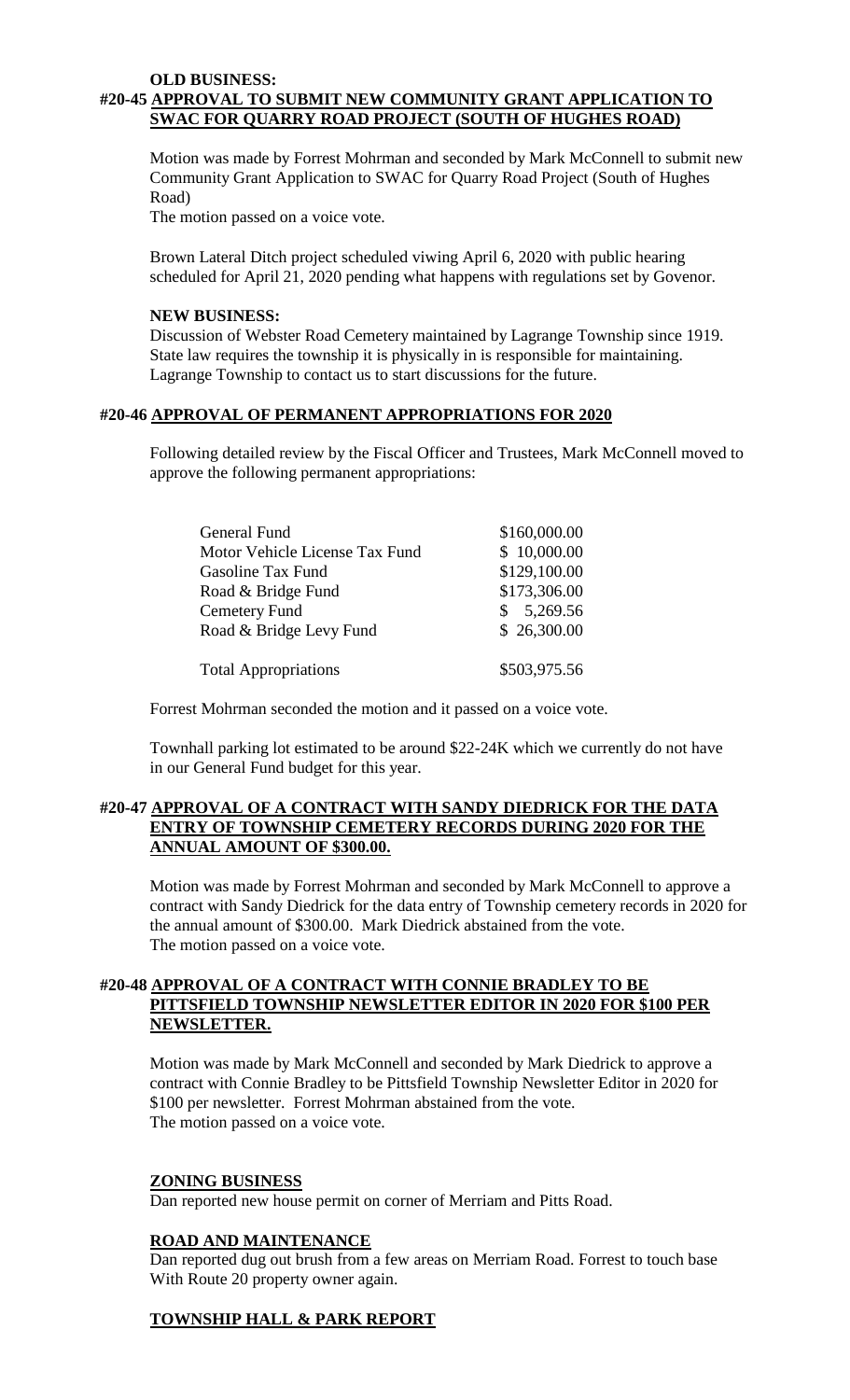**OLD BUSINESS:**

**#20-45 APPROVAL TO SUBMIT NEW COMMUNITY GRANT APPLICATION TO SWAC FOR QUARRY ROAD PROJECT (SOUTH OF HUGHES ROAD)**

Motion was made by Forrest Mohrman and seconded by Mark McConnell to submit new Community Grant Application to SWAC for Quarry Road Project (South of Hughes Road)

The motion passed on a voice vote.

Brown Lateral Ditch project scheduled viwing April 6, 2020 with public hearing scheduled for April 21, 2020 pending what happens with regulations set by Govenor.

**NEW BUSINESS:**

Discussion of Webster Road Cemetery maintained by Lagrange Township since 1919. State law requires the township it is physically in is responsible for maintaining. Lagrange Township to contact us to start discussions for the future.

**#20-46 APPROVAL OF PERMANENT APPROPRIATIONS FOR 2020**

Following detailed review by the Fiscal Officer and Trustees, Mark McConnell moved to approve the following permanent appropriations:

| | |
|---|---|
| General Fund | \$160,000.00 |
| Motor Vehicle License Tax Fund | \$ 10,000.00 |
| Gasoline Tax Fund | \$129,100.00 |
| Road & Bridge Fund | \$173,306.00 |
| Cemetery Fund | \$ 5,269.56 |
| Road & Bridge Levy Fund | \$ 26,300.00 |
| Total Appropriations | \$503,975.56 |

Forrest Mohrman seconded the motion and it passed on a voice vote.

Townhall parking lot estimated to be around \$22-24K which we currently do not have in our General Fund budget for this year.

**#20-47 APPROVAL OF A CONTRACT WITH SANDY DIEDRICK FOR THE DATA ENTRY OF TOWNSHIP CEMETERY RECORDS DURING 2020 FOR THE ANNUAL AMOUNT OF \$300.00.**

Motion was made by Forrest Mohrman and seconded by Mark McConnell to approve a contract with Sandy Diedrick for the data entry of Township cemetery records in 2020 for the annual amount of \$300.00. Mark Diedrick abstained from the vote.
The motion passed on a voice vote.

**#20-48 APPROVAL OF A CONTRACT WITH CONNIE BRADLEY TO BE PITTSFIELD TOWNSHIP NEWSLETTER EDITOR IN 2020 FOR \$100 PER NEWSLETTER.**

Motion was made by Mark McConnell and seconded by Mark Diedrick to approve a contract with Connie Bradley to be Pittsfield Township Newsletter Editor in 2020 for \$100 per newsletter. Forrest Mohrman abstained from the vote.
The motion passed on a voice vote.

**ZONING BUSINESS**

Dan reported new house permit on corner of Merriam and Pitts Road.

**ROAD AND MAINTENANCE**

Dan reported dug out brush from a few areas on Merriam Road. Forrest to touch base With Route 20 property owner again.

**TOWNSHIP HALL & PARK REPORT**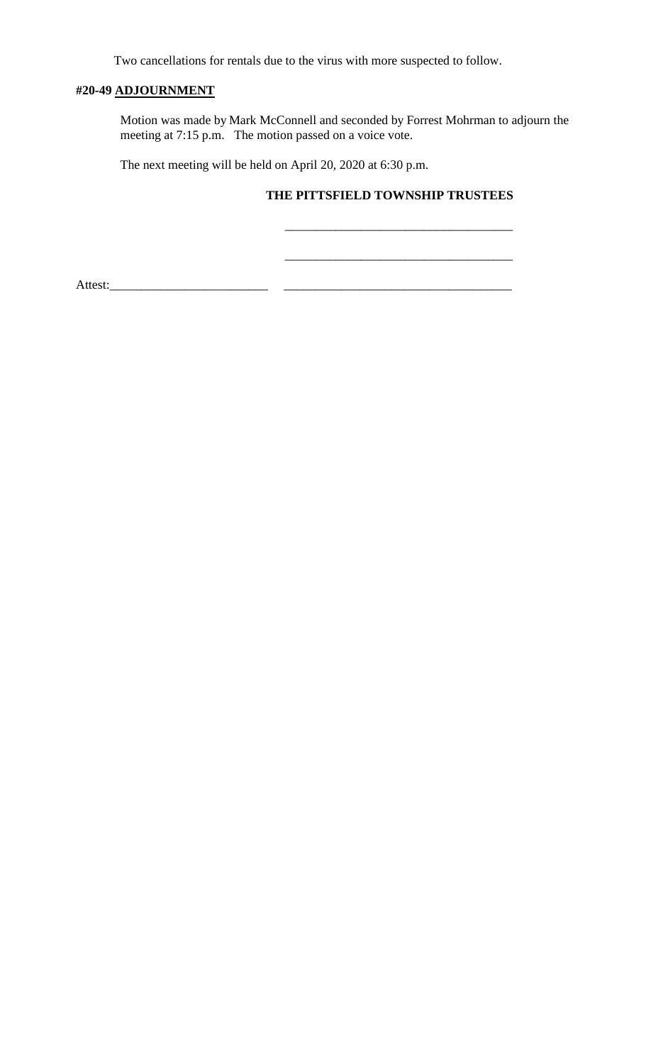Two cancellations for rentals due to the virus with more suspected to follow.

**#20-49 ADJOURNMENT**

Motion was made by Mark McConnell and seconded by Forrest Mohrman to adjourn the meeting at 7:15 p.m. The motion passed on a voice vote.

The next meeting will be held on April 20, 2020 at 6:30 p.m.

**THE PITTSFIELD TOWNSHIP TRUSTEES**

____________________________________

____________________________________

Attest:_________________________ ____________________________________